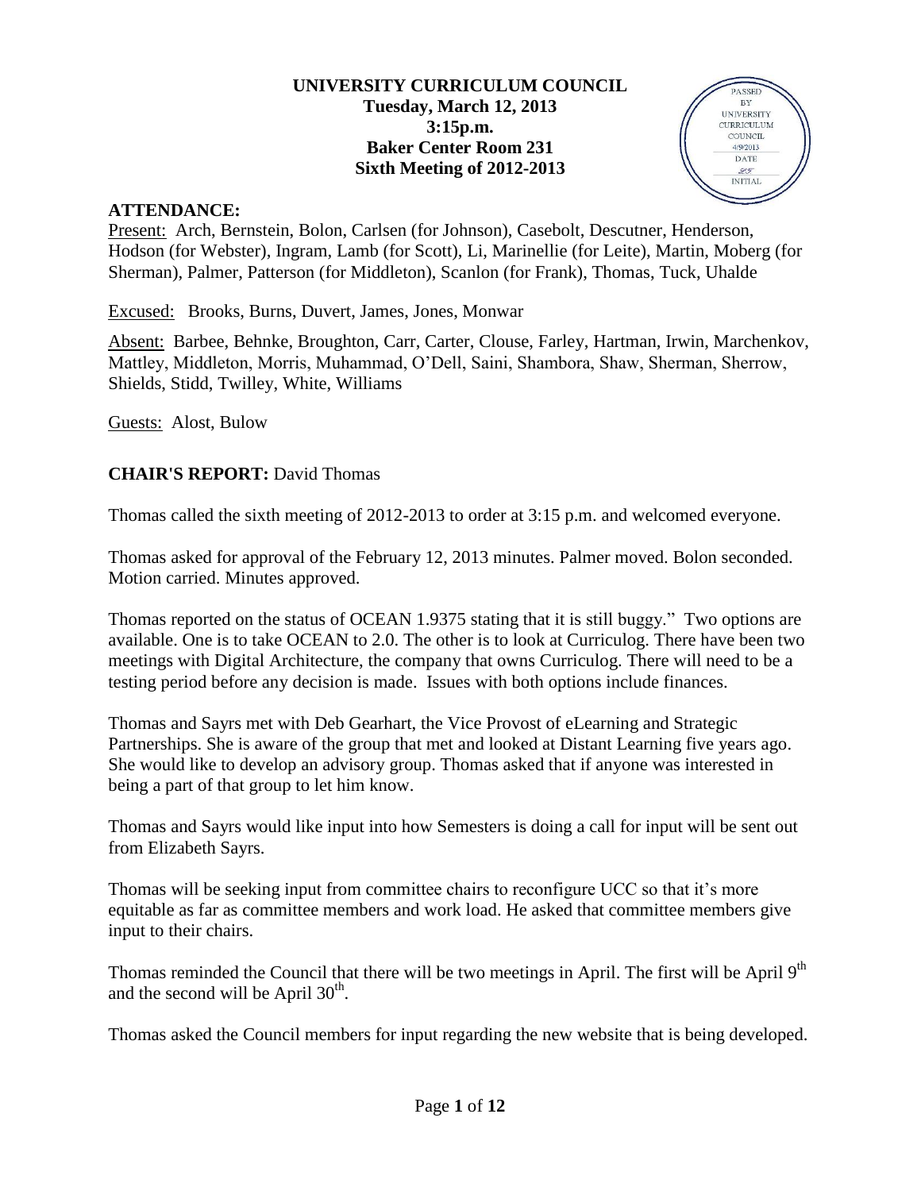**UNIVERSITY CURRICULUM COUNCIL**
**Tuesday, March 12, 2013**
**3:15p.m.**
**Baker Center Room 231**
**Sixth Meeting of 2012-2013**

PASSED BY UNIVERSITY CURRICULUM COUNCIL 4/9/2013 DATE INITIAL

## ATTENDANCE:

Present: Arch, Bernstein, Bolon, Carlsen (for Johnson), Casebolt, Descutner, Henderson, Hodson (for Webster), Ingram, Lamb (for Scott), Li, Marinellie (for Leite), Martin, Moberg (for Sherman), Palmer, Patterson (for Middleton), Scanlon (for Frank), Thomas, Tuck, Uhalde

Excused: Brooks, Burns, Duvert, James, Jones, Monwar

Absent: Barbee, Behnke, Broughton, Carr, Carter, Clouse, Farley, Hartman, Irwin, Marchenkov, Mattley, Middleton, Morris, Muhammad, O'Dell, Saini, Shambora, Shaw, Sherman, Sherrow, Shields, Stidd, Twilley, White, Williams

Guests: Alost, Bulow

## CHAIR'S REPORT: David Thomas

Thomas called the sixth meeting of 2012-2013 to order at 3:15 p.m. and welcomed everyone.

Thomas asked for approval of the February 12, 2013 minutes. Palmer moved. Bolon seconded. Motion carried. Minutes approved.

Thomas reported on the status of OCEAN 1.9375 stating that it is still buggy." Two options are available. One is to take OCEAN to 2.0. The other is to look at Curriculog. There have been two meetings with Digital Architecture, the company that owns Curriculog. There will need to be a testing period before any decision is made. Issues with both options include finances.

Thomas and Sayrs met with Deb Gearhart, the Vice Provost of eLearning and Strategic Partnerships. She is aware of the group that met and looked at Distant Learning five years ago. She would like to develop an advisory group. Thomas asked that if anyone was interested in being a part of that group to let him know.

Thomas and Sayrs would like input into how Semesters is doing a call for input will be sent out from Elizabeth Sayrs.

Thomas will be seeking input from committee chairs to reconfigure UCC so that it's more equitable as far as committee members and work load. He asked that committee members give input to their chairs.

Thomas reminded the Council that there will be two meetings in April. The first will be April 9th and the second will be April 30th.

Thomas asked the Council members for input regarding the new website that is being developed.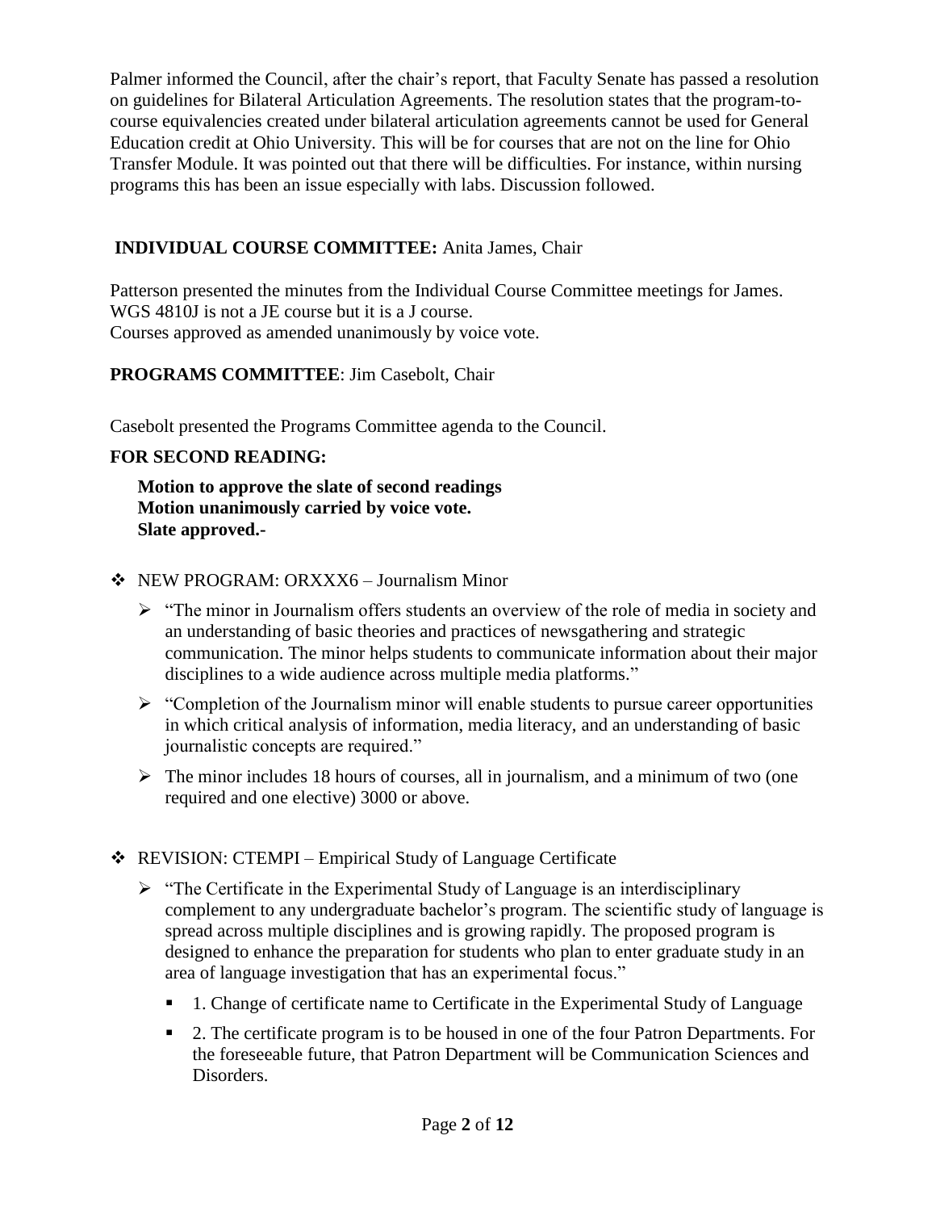Palmer informed the Council, after the chair's report, that Faculty Senate has passed a resolution on guidelines for Bilateral Articulation Agreements. The resolution states that the program-to-course equivalencies created under bilateral articulation agreements cannot be used for General Education credit at Ohio University. This will be for courses that are not on the line for Ohio Transfer Module. It was pointed out that there will be difficulties. For instance, within nursing programs this has been an issue especially with labs. Discussion followed.

**INDIVIDUAL COURSE COMMITTEE:** Anita James, Chair

Patterson presented the minutes from the Individual Course Committee meetings for James. WGS 4810J is not a JE course but it is a J course.
Courses approved as amended unanimously by voice vote.

**PROGRAMS COMMITTEE**: Jim Casebolt, Chair

Casebolt presented the Programs Committee agenda to the Council.

**FOR SECOND READING:**

**Motion to approve the slate of second readings**
**Motion unanimously carried by voice vote.**
**Slate approved.-**

- NEW PROGRAM: ORXXX6 – Journalism Minor
  - "The minor in Journalism offers students an overview of the role of media in society and an understanding of basic theories and practices of newsgathering and strategic communication. The minor helps students to communicate information about their major disciplines to a wide audience across multiple media platforms."
  - "Completion of the Journalism minor will enable students to pursue career opportunities in which critical analysis of information, media literacy, and an understanding of basic journalistic concepts are required."
  - The minor includes 18 hours of courses, all in journalism, and a minimum of two (one required and one elective) 3000 or above.

- REVISION: CTEMPI – Empirical Study of Language Certificate
  - "The Certificate in the Experimental Study of Language is an interdisciplinary complement to any undergraduate bachelor's program. The scientific study of language is spread across multiple disciplines and is growing rapidly. The proposed program is designed to enhance the preparation for students who plan to enter graduate study in an area of language investigation that has an experimental focus."
    - 1. Change of certificate name to Certificate in the Experimental Study of Language
    - 2. The certificate program is to be housed in one of the four Patron Departments. For the foreseeable future, that Patron Department will be Communication Sciences and Disorders.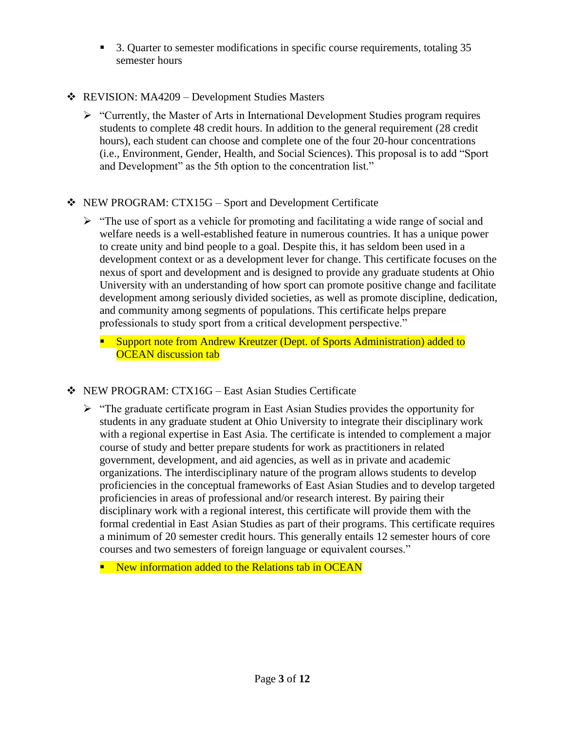- 3. Quarter to semester modifications in specific course requirements, totaling 35 semester hours

- REVISION: MA4209 – Development Studies Masters
  - "Currently, the Master of Arts in International Development Studies program requires students to complete 48 credit hours. In addition to the general requirement (28 credit hours), each student can choose and complete one of the four 20-hour concentrations (i.e., Environment, Gender, Health, and Social Sciences). This proposal is to add "Sport and Development" as the 5th option to the concentration list."

- NEW PROGRAM: CTX15G – Sport and Development Certificate
  - "The use of sport as a vehicle for promoting and facilitating a wide range of social and welfare needs is a well-established feature in numerous countries. It has a unique power to create unity and bind people to a goal. Despite this, it has seldom been used in a development context or as a development lever for change. This certificate focuses on the nexus of sport and development and is designed to provide any graduate students at Ohio University with an understanding of how sport can promote positive change and facilitate development among seriously divided societies, as well as promote discipline, dedication, and community among segments of populations. This certificate helps prepare professionals to study sport from a critical development perspective."
    - Support note from Andrew Kreutzer (Dept. of Sports Administration) added to OCEAN discussion tab

- NEW PROGRAM: CTX16G – East Asian Studies Certificate
  - "The graduate certificate program in East Asian Studies provides the opportunity for students in any graduate student at Ohio University to integrate their disciplinary work with a regional expertise in East Asia. The certificate is intended to complement a major course of study and better prepare students for work as practitioners in related government, development, and aid agencies, as well as in private and academic organizations. The interdisciplinary nature of the program allows students to develop proficiencies in the conceptual frameworks of East Asian Studies and to develop targeted proficiencies in areas of professional and/or research interest. By pairing their disciplinary work with a regional interest, this certificate will provide them with the formal credential in East Asian Studies as part of their programs. This certificate requires a minimum of 20 semester credit hours. This generally entails 12 semester hours of core courses and two semesters of foreign language or equivalent courses."
    - New information added to the Relations tab in OCEAN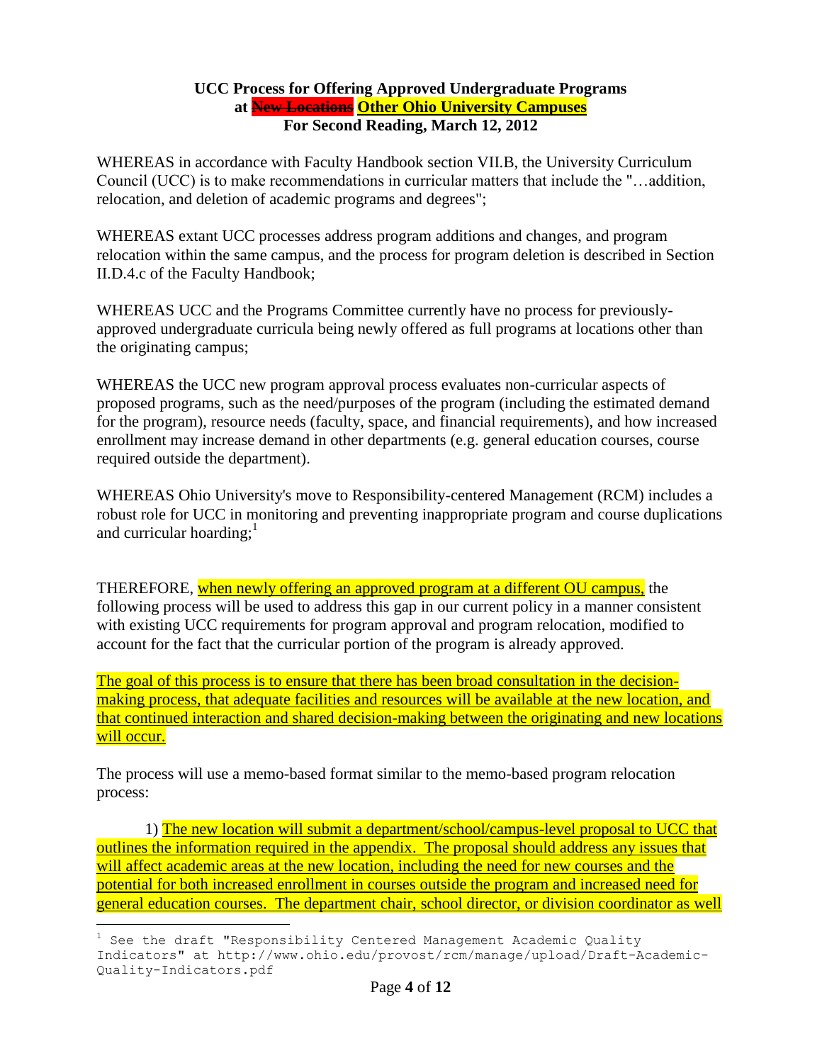**UCC Process for Offering Approved Undergraduate Programs at ~~New Locations~~ Other Ohio University Campuses**
**For Second Reading, March 12, 2012**

WHEREAS in accordance with Faculty Handbook section VII.B, the University Curriculum Council (UCC) is to make recommendations in curricular matters that include the "…addition, relocation, and deletion of academic programs and degrees";

WHEREAS extant UCC processes address program additions and changes, and program relocation within the same campus, and the process for program deletion is described in Section II.D.4.c of the Faculty Handbook;

WHEREAS UCC and the Programs Committee currently have no process for previously-approved undergraduate curricula being newly offered as full programs at locations other than the originating campus;

WHEREAS the UCC new program approval process evaluates non-curricular aspects of proposed programs, such as the need/purposes of the program (including the estimated demand for the program), resource needs (faculty, space, and financial requirements), and how increased enrollment may increase demand in other departments (e.g. general education courses, course required outside the department).

WHEREAS Ohio University's move to Responsibility-centered Management (RCM) includes a robust role for UCC in monitoring and preventing inappropriate program and course duplications and curricular hoarding;[1]

THEREFORE, when newly offering an approved program at a different OU campus, the following process will be used to address this gap in our current policy in a manner consistent with existing UCC requirements for program approval and program relocation, modified to account for the fact that the curricular portion of the program is already approved.

The goal of this process is to ensure that there has been broad consultation in the decision-making process, that adequate facilities and resources will be available at the new location, and that continued interaction and shared decision-making between the originating and new locations will occur.

The process will use a memo-based format similar to the memo-based program relocation process:

1) The new location will submit a department/school/campus-level proposal to UCC that outlines the information required in the appendix. The proposal should address any issues that will affect academic areas at the new location, including the need for new courses and the potential for both increased enrollment in courses outside the program and increased need for general education courses. The department chair, school director, or division coordinator as well

[1] See the draft "Responsibility Centered Management Academic Quality Indicators" at http://www.ohio.edu/provost/rcm/manage/upload/Draft-Academic-Quality-Indicators.pdf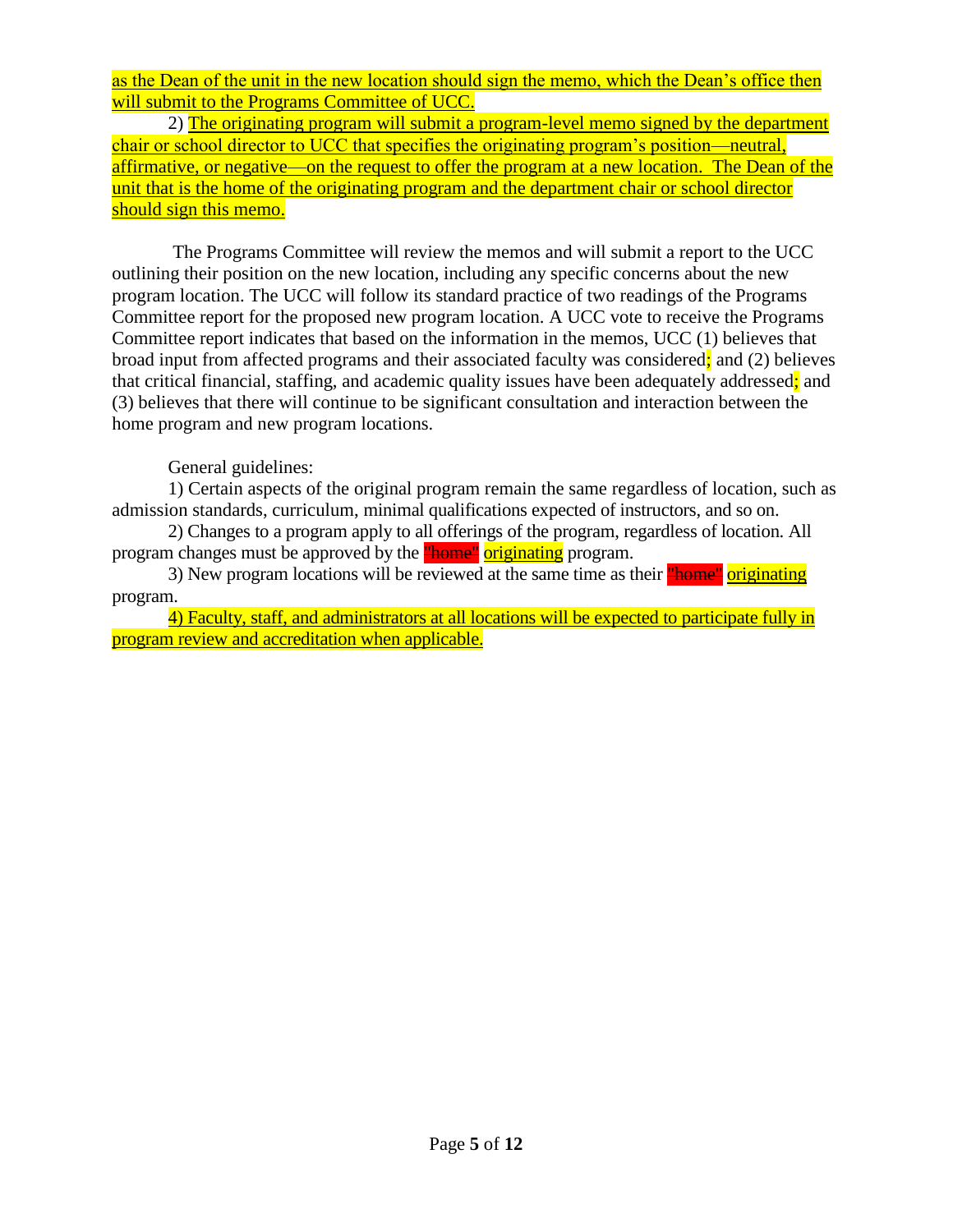as the Dean of the unit in the new location should sign the memo, which the Dean's office then will submit to the Programs Committee of UCC.

2) The originating program will submit a program-level memo signed by the department chair or school director to UCC that specifies the originating program's position—neutral, affirmative, or negative—on the request to offer the program at a new location. The Dean of the unit that is the home of the originating program and the department chair or school director should sign this memo.

The Programs Committee will review the memos and will submit a report to the UCC outlining their position on the new location, including any specific concerns about the new program location. The UCC will follow its standard practice of two readings of the Programs Committee report for the proposed new program location. A UCC vote to receive the Programs Committee report indicates that based on the information in the memos, UCC (1) believes that broad input from affected programs and their associated faculty was considered; and (2) believes that critical financial, staffing, and academic quality issues have been adequately addressed; and (3) believes that there will continue to be significant consultation and interaction between the home program and new program locations.

General guidelines:

1) Certain aspects of the original program remain the same regardless of location, such as admission standards, curriculum, minimal qualifications expected of instructors, and so on.

2) Changes to a program apply to all offerings of the program, regardless of location. All program changes must be approved by the ~~"home"~~ originating program.

3) New program locations will be reviewed at the same time as their ~~"home"~~ originating program.

4) Faculty, staff, and administrators at all locations will be expected to participate fully in program review and accreditation when applicable.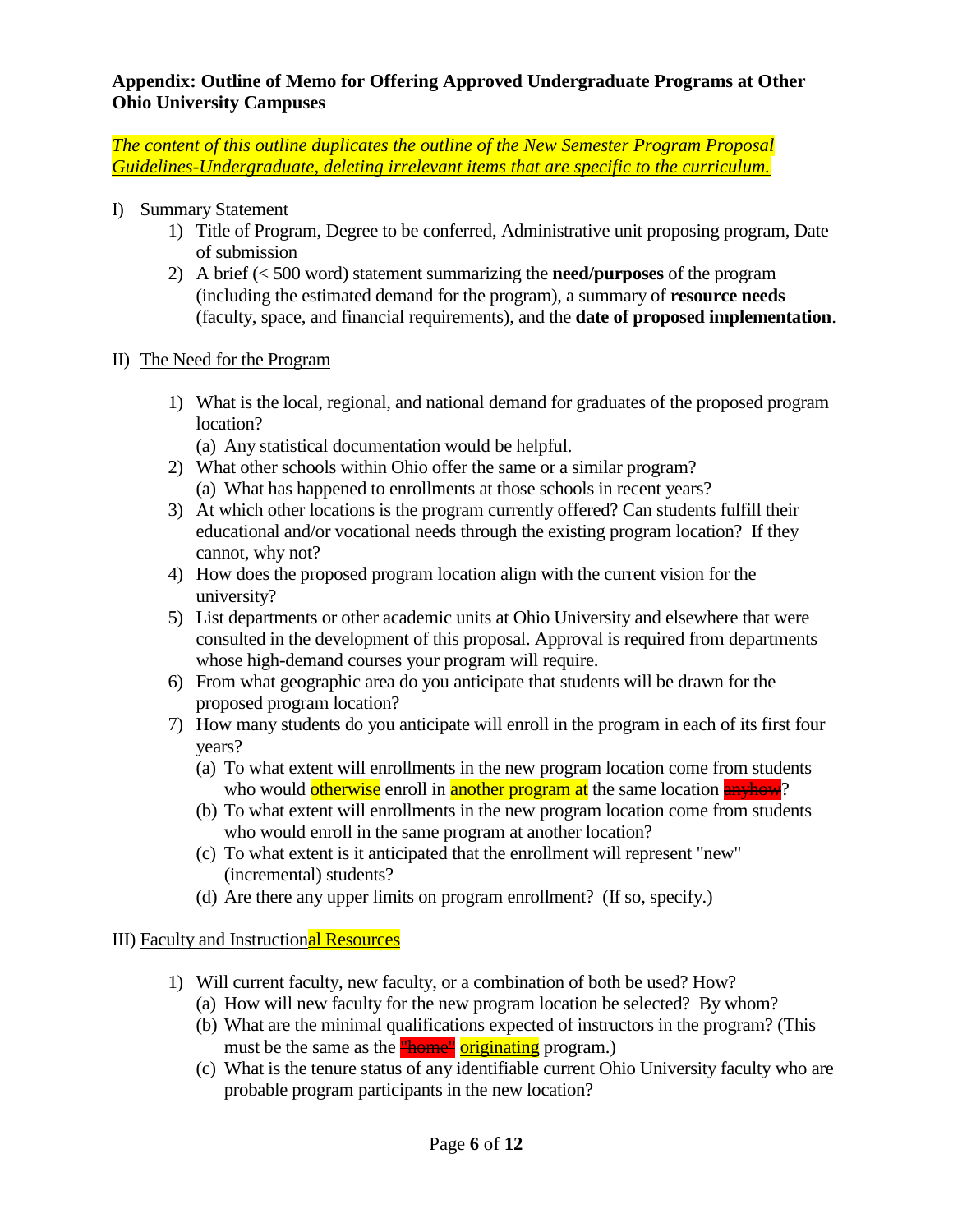**Appendix: Outline of Memo for Offering Approved Undergraduate Programs at Other Ohio University Campuses**

*The content of this outline duplicates the outline of the New Semester Program Proposal Guidelines-Undergraduate, deleting irrelevant items that are specific to the curriculum.*

I) Summary Statement

1) Title of Program, Degree to be conferred, Administrative unit proposing program, Date of submission
2) A brief (< 500 word) statement summarizing the **need/purposes** of the program (including the estimated demand for the program), a summary of **resource needs** (faculty, space, and financial requirements), and the **date of proposed implementation**.

II) The Need for the Program

1) What is the local, regional, and national demand for graduates of the proposed program location?
   (a) Any statistical documentation would be helpful.
2) What other schools within Ohio offer the same or a similar program?
   (a) What has happened to enrollments at those schools in recent years?
3) At which other locations is the program currently offered? Can students fulfill their educational and/or vocational needs through the existing program location? If they cannot, why not?
4) How does the proposed program location align with the current vision for the university?
5) List departments or other academic units at Ohio University and elsewhere that were consulted in the development of this proposal. Approval is required from departments whose high-demand courses your program will require.
6) From what geographic area do you anticipate that students will be drawn for the proposed program location?
7) How many students do you anticipate will enroll in the program in each of its first four years?
   (a) To what extent will enrollments in the new program location come from students who would otherwise enroll in another program at the same location ~~anyhow~~?
   (b) To what extent will enrollments in the new program location come from students who would enroll in the same program at another location?
   (c) To what extent is it anticipated that the enrollment will represent "new" (incremental) students?
   (d) Are there any upper limits on program enrollment? (If so, specify.)

III) Faculty and Instructional Resources

1) Will current faculty, new faculty, or a combination of both be used? How?
   (a) How will new faculty for the new program location be selected? By whom?
   (b) What are the minimal qualifications expected of instructors in the program? (This must be the same as the ~~"home"~~ originating program.)
   (c) What is the tenure status of any identifiable current Ohio University faculty who are probable program participants in the new location?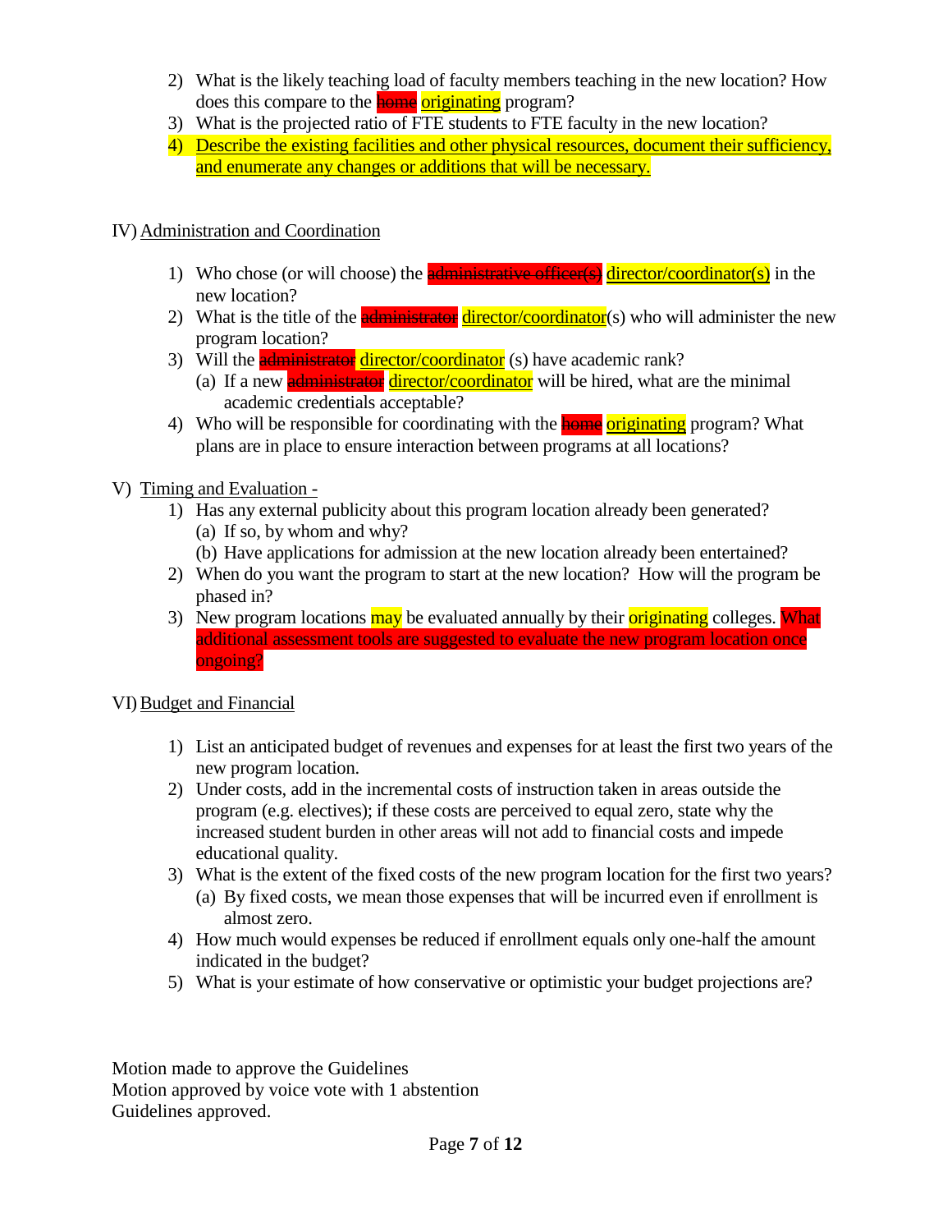2) What is the likely teaching load of faculty members teaching in the new location? How does this compare to the ~~home~~ originating program?
3) What is the projected ratio of FTE students to FTE faculty in the new location?
4) Describe the existing facilities and other physical resources, document their sufficiency, and enumerate any changes or additions that will be necessary.

IV) Administration and Coordination

1) Who chose (or will choose) the ~~administrative officer(s)~~ director/coordinator(s) in the new location?
2) What is the title of the ~~administrator~~ director/coordinator(s) who will administer the new program location?
3) Will the ~~administrator~~ director/coordinator (s) have academic rank?
   (a) If a new ~~administrator~~ director/coordinator will be hired, what are the minimal academic credentials acceptable?
4) Who will be responsible for coordinating with the ~~home~~ originating program? What plans are in place to ensure interaction between programs at all locations?

V) Timing and Evaluation -

1) Has any external publicity about this program location already been generated?
   (a) If so, by whom and why?
   (b) Have applications for admission at the new location already been entertained?
2) When do you want the program to start at the new location? How will the program be phased in?
3) New program locations may be evaluated annually by their originating colleges. What additional assessment tools are suggested to evaluate the new program location once ongoing?

VI) Budget and Financial

1) List an anticipated budget of revenues and expenses for at least the first two years of the new program location.
2) Under costs, add in the incremental costs of instruction taken in areas outside the program (e.g. electives); if these costs are perceived to equal zero, state why the increased student burden in other areas will not add to financial costs and impede educational quality.
3) What is the extent of the fixed costs of the new program location for the first two years?
   (a) By fixed costs, we mean those expenses that will be incurred even if enrollment is almost zero.
4) How much would expenses be reduced if enrollment equals only one-half the amount indicated in the budget?
5) What is your estimate of how conservative or optimistic your budget projections are?

Motion made to approve the Guidelines
Motion approved by voice vote with 1 abstention
Guidelines approved.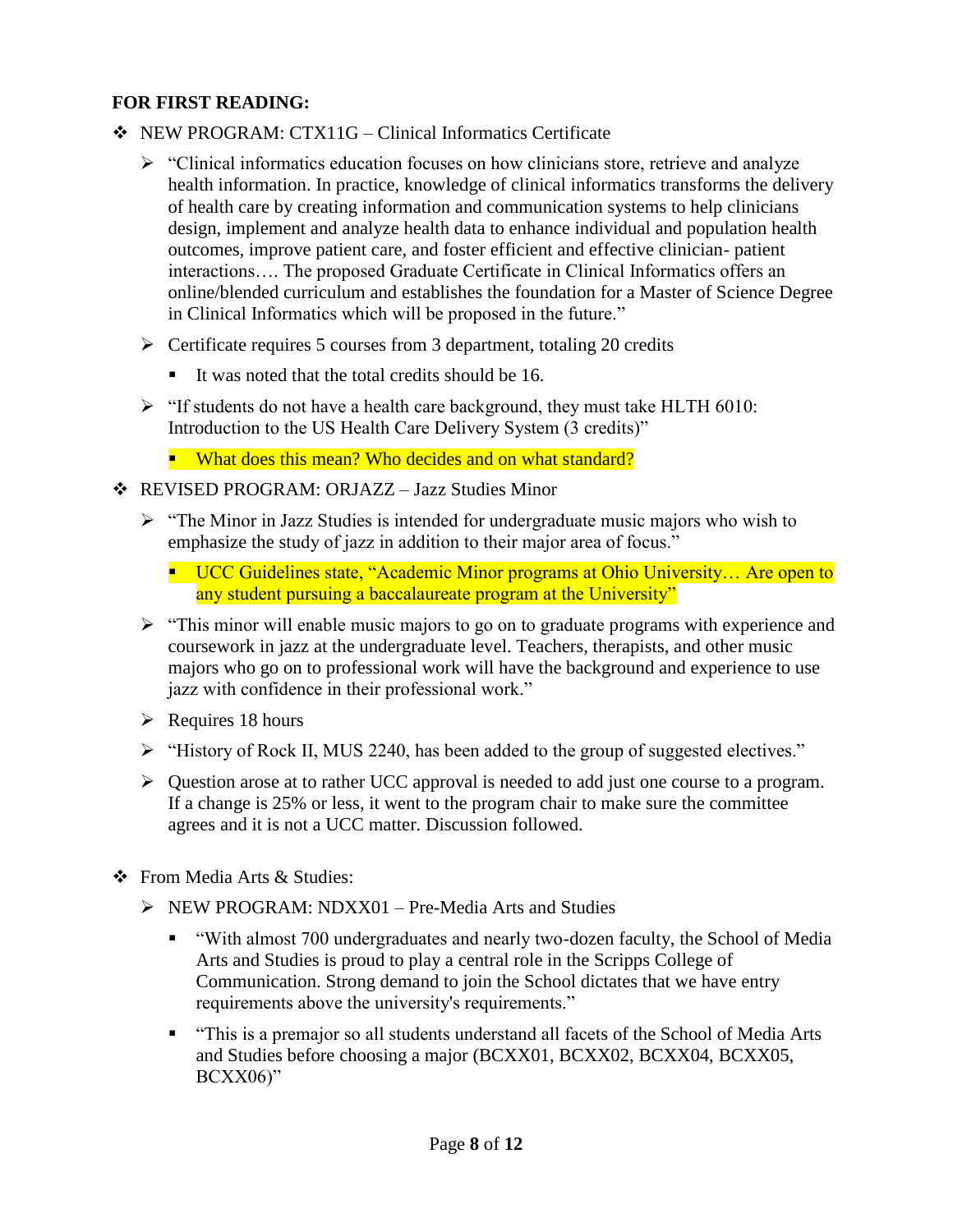**FOR FIRST READING:**

- NEW PROGRAM: CTX11G – Clinical Informatics Certificate
  - "Clinical informatics education focuses on how clinicians store, retrieve and analyze health information. In practice, knowledge of clinical informatics transforms the delivery of health care by creating information and communication systems to help clinicians design, implement and analyze health data to enhance individual and population health outcomes, improve patient care, and foster efficient and effective clinician- patient interactions…. The proposed Graduate Certificate in Clinical Informatics offers an online/blended curriculum and establishes the foundation for a Master of Science Degree in Clinical Informatics which will be proposed in the future."
  - Certificate requires 5 courses from 3 department, totaling 20 credits
    - It was noted that the total credits should be 16.
  - "If students do not have a health care background, they must take HLTH 6010: Introduction to the US Health Care Delivery System (3 credits)"
    - What does this mean? Who decides and on what standard?
- REVISED PROGRAM: ORJAZZ – Jazz Studies Minor
  - "The Minor in Jazz Studies is intended for undergraduate music majors who wish to emphasize the study of jazz in addition to their major area of focus."
    - UCC Guidelines state, "Academic Minor programs at Ohio University… Are open to any student pursuing a baccalaureate program at the University"
  - "This minor will enable music majors to go on to graduate programs with experience and coursework in jazz at the undergraduate level. Teachers, therapists, and other music majors who go on to professional work will have the background and experience to use jazz with confidence in their professional work."
  - Requires 18 hours
  - "History of Rock II, MUS 2240, has been added to the group of suggested electives."
  - Question arose at to rather UCC approval is needed to add just one course to a program. If a change is 25% or less, it went to the program chair to make sure the committee agrees and it is not a UCC matter. Discussion followed.

- From Media Arts & Studies:
  - NEW PROGRAM: NDXX01 – Pre-Media Arts and Studies
    - "With almost 700 undergraduates and nearly two-dozen faculty, the School of Media Arts and Studies is proud to play a central role in the Scripps College of Communication. Strong demand to join the School dictates that we have entry requirements above the university's requirements."
    - "This is a premajor so all students understand all facets of the School of Media Arts and Studies before choosing a major (BCXX01, BCXX02, BCXX04, BCXX05, BCXX06)"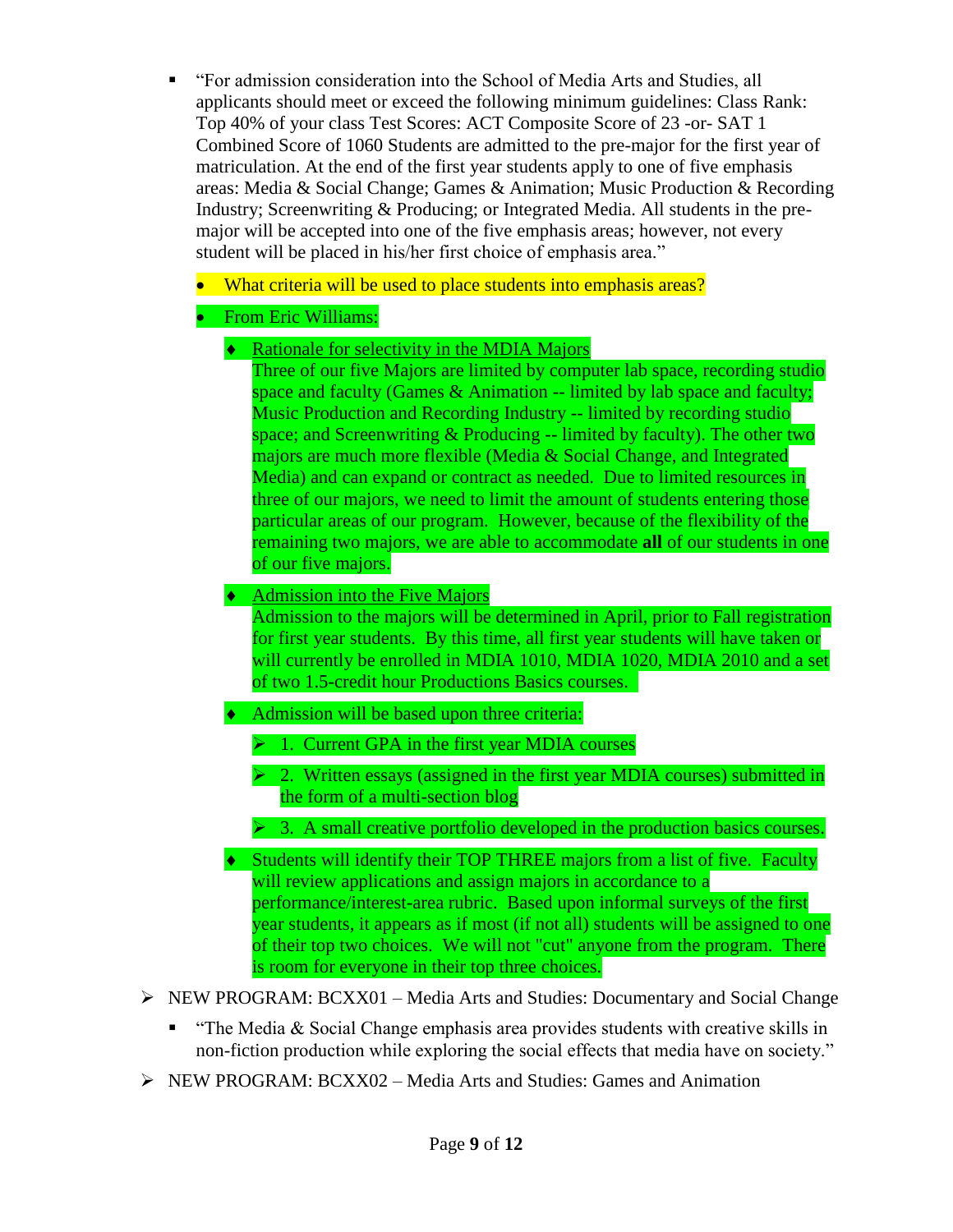- "For admission consideration into the School of Media Arts and Studies, all applicants should meet or exceed the following minimum guidelines: Class Rank: Top 40% of your class Test Scores: ACT Composite Score of 23 -or- SAT 1 Combined Score of 1060 Students are admitted to the pre-major for the first year of matriculation. At the end of the first year students apply to one of five emphasis areas: Media & Social Change; Games & Animation; Music Production & Recording Industry; Screenwriting & Producing; or Integrated Media. All students in the pre-major will be accepted into one of the five emphasis areas; however, not every student will be placed in his/her first choice of emphasis area."

  - What criteria will be used to place students into emphasis areas?
  - From Eric Williams:
    - Rationale for selectivity in the MDIA Majors
      Three of our five Majors are limited by computer lab space, recording studio space and faculty (Games & Animation -- limited by lab space and faculty; Music Production and Recording Industry -- limited by recording studio space; and Screenwriting & Producing -- limited by faculty). The other two majors are much more flexible (Media & Social Change, and Integrated Media) and can expand or contract as needed. Due to limited resources in three of our majors, we need to limit the amount of students entering those particular areas of our program. However, because of the flexibility of the remaining two majors, we are able to accommodate **all** of our students in one of our five majors.
    - Admission into the Five Majors
      Admission to the majors will be determined in April, prior to Fall registration for first year students. By this time, all first year students will have taken or will currently be enrolled in MDIA 1010, MDIA 1020, MDIA 2010 and a set of two 1.5-credit hour Productions Basics courses.
    - Admission will be based upon three criteria:
      - 1. Current GPA in the first year MDIA courses
      - 2. Written essays (assigned in the first year MDIA courses) submitted in the form of a multi-section blog
      - 3. A small creative portfolio developed in the production basics courses.
    - Students will identify their TOP THREE majors from a list of five. Faculty will review applications and assign majors in accordance to a performance/interest-area rubric. Based upon informal surveys of the first year students, it appears as if most (if not all) students will be assigned to one of their top two choices. We will not "cut" anyone from the program. There is room for everyone in their top three choices.

- NEW PROGRAM: BCXX01 – Media Arts and Studies: Documentary and Social Change
  - "The Media & Social Change emphasis area provides students with creative skills in non-fiction production while exploring the social effects that media have on society."
- NEW PROGRAM: BCXX02 – Media Arts and Studies: Games and Animation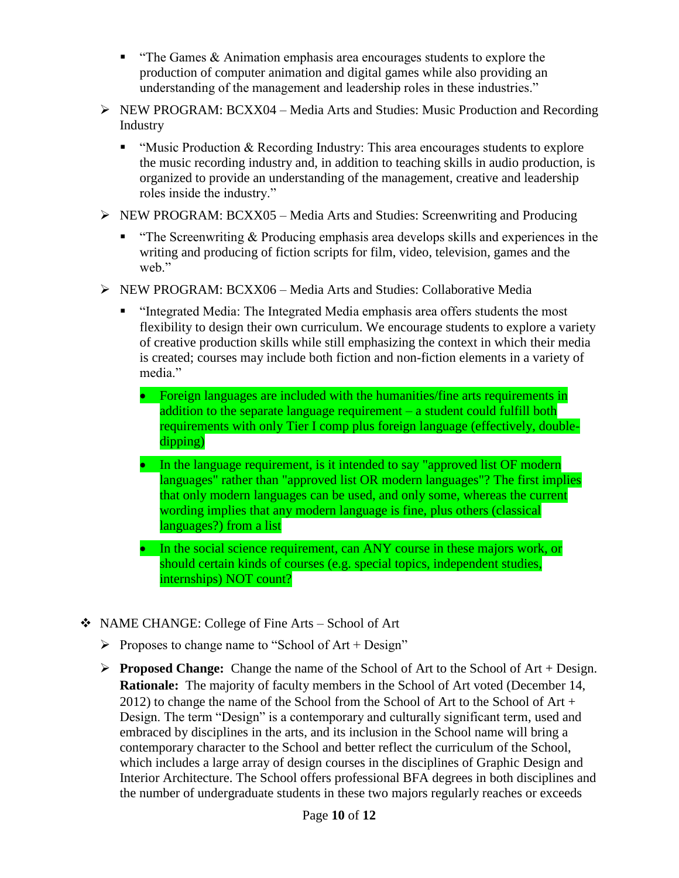- "The Games & Animation emphasis area encourages students to explore the production of computer animation and digital games while also providing an understanding of the management and leadership roles in these industries."

- NEW PROGRAM: BCXX04 – Media Arts and Studies: Music Production and Recording Industry
    - "Music Production & Recording Industry: This area encourages students to explore the music recording industry and, in addition to teaching skills in audio production, is organized to provide an understanding of the management, creative and leadership roles inside the industry."

- NEW PROGRAM: BCXX05 – Media Arts and Studies: Screenwriting and Producing
    - "The Screenwriting & Producing emphasis area develops skills and experiences in the writing and producing of fiction scripts for film, video, television, games and the web."

- NEW PROGRAM: BCXX06 – Media Arts and Studies: Collaborative Media
    - "Integrated Media: The Integrated Media emphasis area offers students the most flexibility to design their own curriculum. We encourage students to explore a variety of creative production skills while still emphasizing the context in which their media is created; courses may include both fiction and non-fiction elements in a variety of media."
        - Foreign languages are included with the humanities/fine arts requirements in addition to the separate language requirement – a student could fulfill both requirements with only Tier I comp plus foreign language (effectively, double-dipping)
        - In the language requirement, is it intended to say "approved list OF modern languages" rather than "approved list OR modern languages"? The first implies that only modern languages can be used, and only some, whereas the current wording implies that any modern language is fine, plus others (classical languages?) from a list
        - In the social science requirement, can ANY course in these majors work, or should certain kinds of courses (e.g. special topics, independent studies, internships) NOT count?

- NAME CHANGE: College of Fine Arts – School of Art
    - Proposes to change name to "School of Art + Design"
    - **Proposed Change:** Change the name of the School of Art to the School of Art + Design. **Rationale:** The majority of faculty members in the School of Art voted (December 14, 2012) to change the name of the School from the School of Art to the School of Art + Design. The term "Design" is a contemporary and culturally significant term, used and embraced by disciplines in the arts, and its inclusion in the School name will bring a contemporary character to the School and better reflect the curriculum of the School, which includes a large array of design courses in the disciplines of Graphic Design and Interior Architecture. The School offers professional BFA degrees in both disciplines and the number of undergraduate students in these two majors regularly reaches or exceeds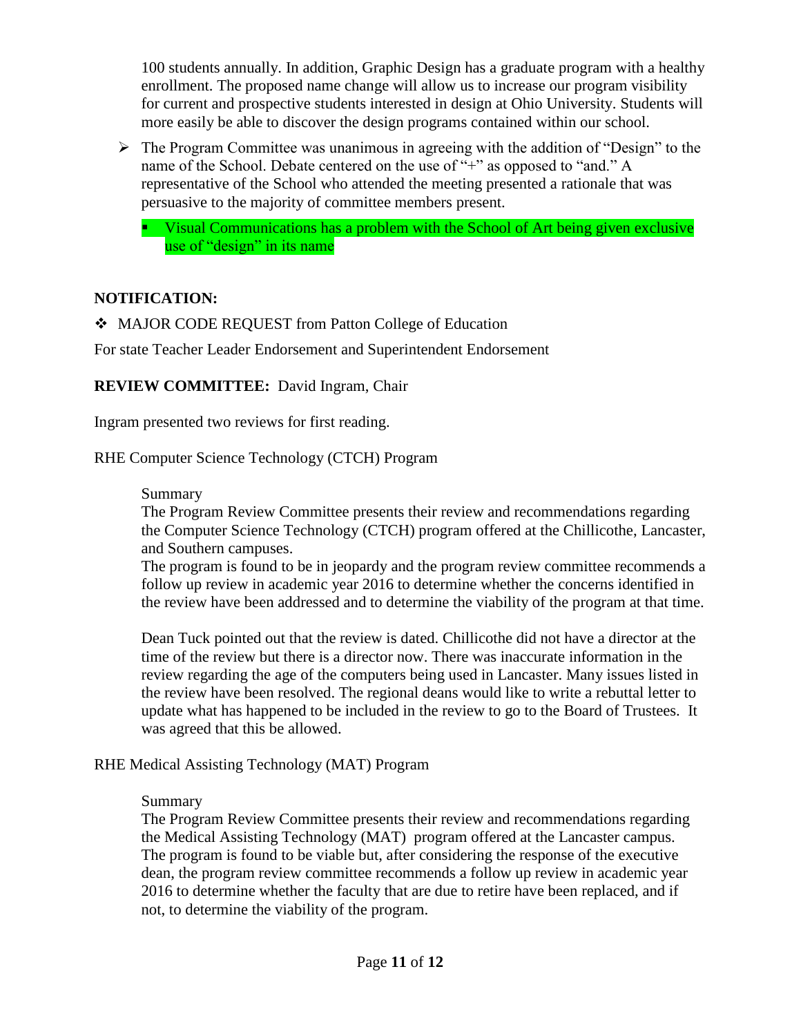100 students annually. In addition, Graphic Design has a graduate program with a healthy enrollment. The proposed name change will allow us to increase our program visibility for current and prospective students interested in design at Ohio University. Students will more easily be able to discover the design programs contained within our school.

- The Program Committee was unanimous in agreeing with the addition of "Design" to the name of the School. Debate centered on the use of "+" as opposed to "and." A representative of the School who attended the meeting presented a rationale that was persuasive to the majority of committee members present.
  - Visual Communications has a problem with the School of Art being given exclusive use of "design" in its name

**NOTIFICATION:**

- MAJOR CODE REQUEST from Patton College of Education

For state Teacher Leader Endorsement and Superintendent Endorsement

**REVIEW COMMITTEE:** David Ingram, Chair

Ingram presented two reviews for first reading.

RHE Computer Science Technology (CTCH) Program

> Summary
> The Program Review Committee presents their review and recommendations regarding the Computer Science Technology (CTCH) program offered at the Chillicothe, Lancaster, and Southern campuses.
> The program is found to be in jeopardy and the program review committee recommends a follow up review in academic year 2016 to determine whether the concerns identified in the review have been addressed and to determine the viability of the program at that time.
>
> Dean Tuck pointed out that the review is dated. Chillicothe did not have a director at the time of the review but there is a director now. There was inaccurate information in the review regarding the age of the computers being used in Lancaster. Many issues listed in the review have been resolved. The regional deans would like to write a rebuttal letter to update what has happened to be included in the review to go to the Board of Trustees. It was agreed that this be allowed.

RHE Medical Assisting Technology (MAT) Program

> Summary
> The Program Review Committee presents their review and recommendations regarding the Medical Assisting Technology (MAT) program offered at the Lancaster campus.
> The program is found to be viable but, after considering the response of the executive dean, the program review committee recommends a follow up review in academic year 2016 to determine whether the faculty that are due to retire have been replaced, and if not, to determine the viability of the program.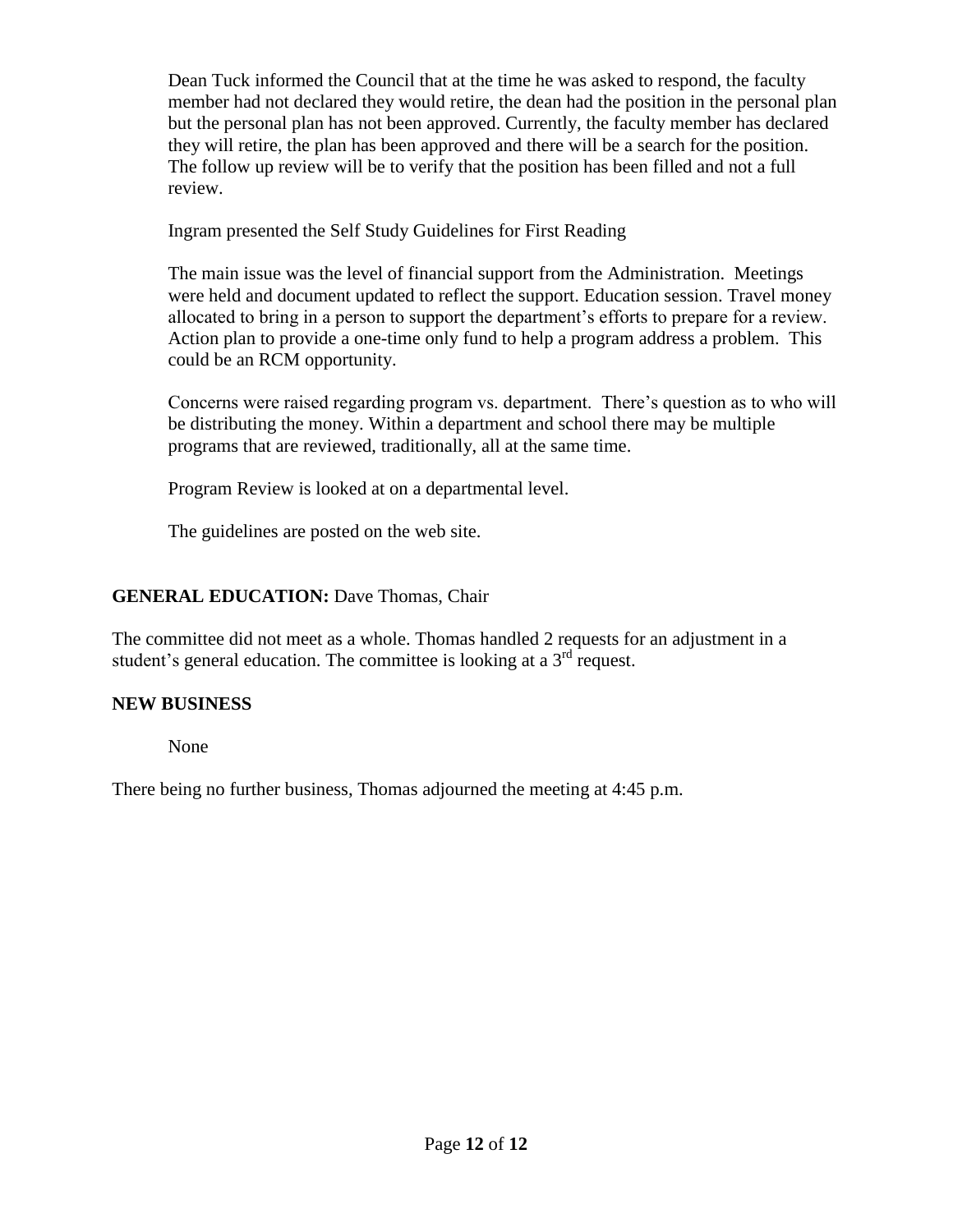Dean Tuck informed the Council that at the time he was asked to respond, the faculty member had not declared they would retire, the dean had the position in the personal plan but the personal plan has not been approved. Currently, the faculty member has declared they will retire, the plan has been approved and there will be a search for the position. The follow up review will be to verify that the position has been filled and not a full review.

Ingram presented the Self Study Guidelines for First Reading

The main issue was the level of financial support from the Administration. Meetings were held and document updated to reflect the support. Education session. Travel money allocated to bring in a person to support the department's efforts to prepare for a review. Action plan to provide a one-time only fund to help a program address a problem. This could be an RCM opportunity.

Concerns were raised regarding program vs. department. There's question as to who will be distributing the money. Within a department and school there may be multiple programs that are reviewed, traditionally, all at the same time.

Program Review is looked at on a departmental level.

The guidelines are posted on the web site.

**GENERAL EDUCATION:** Dave Thomas, Chair

The committee did not meet as a whole. Thomas handled 2 requests for an adjustment in a student's general education. The committee is looking at a 3rd request.

**NEW BUSINESS**

None

There being no further business, Thomas adjourned the meeting at 4:45 p.m.